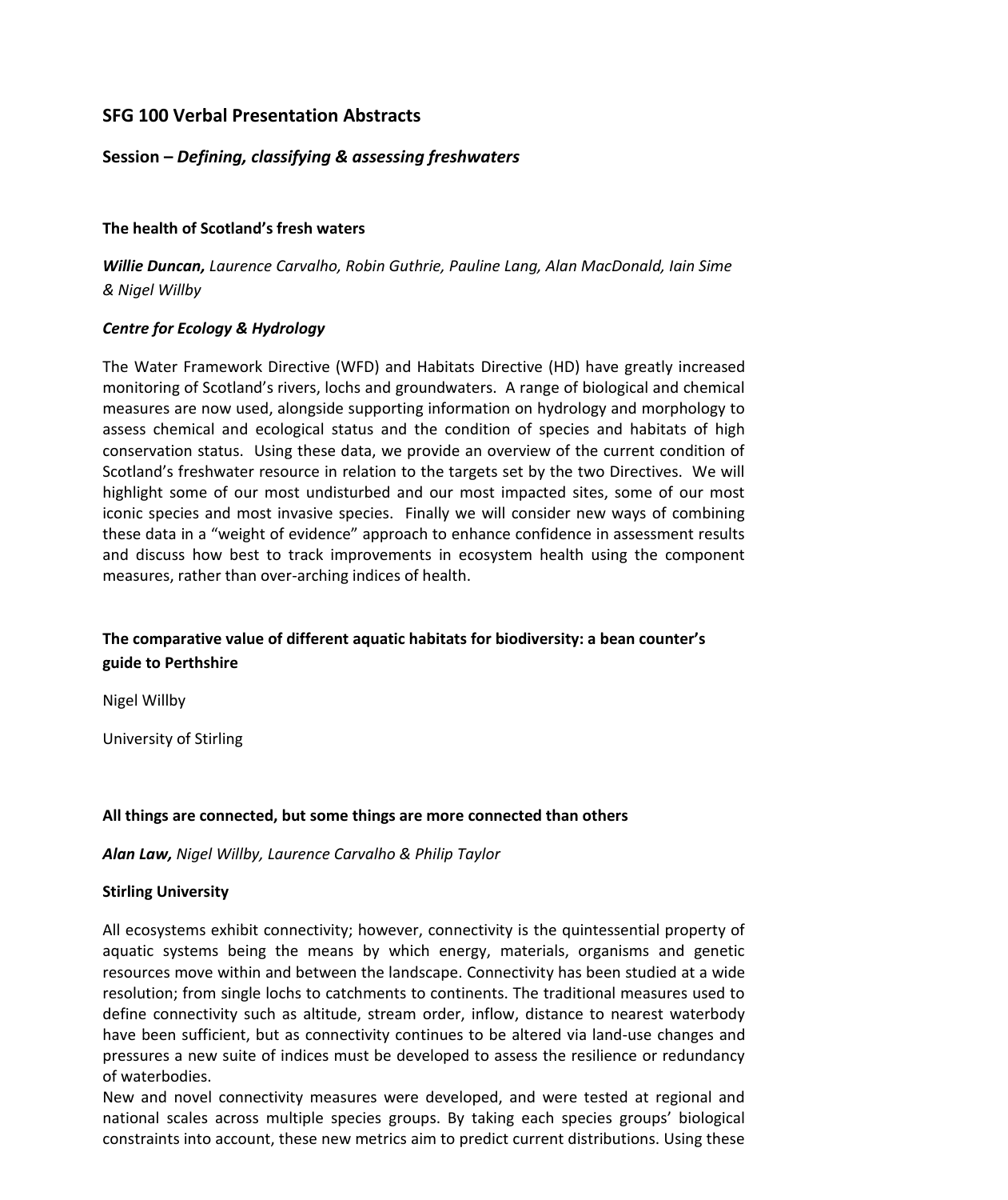# SFG 100 Verbal Presentation Abstracts

## Session – *Defining, classifying & assessing freshwaters*

### The health of Scotland's fresh waters

***Willie Duncan,*** *Laurence Carvalho, Robin Guthrie, Pauline Lang, Alan MacDonald, Iain Sime & Nigel Willby*

***Centre for Ecology & Hydrology***

The Water Framework Directive (WFD) and Habitats Directive (HD) have greatly increased monitoring of Scotland's rivers, lochs and groundwaters. A range of biological and chemical measures are now used, alongside supporting information on hydrology and morphology to assess chemical and ecological status and the condition of species and habitats of high conservation status. Using these data, we provide an overview of the current condition of Scotland's freshwater resource in relation to the targets set by the two Directives. We will highlight some of our most undisturbed and our most impacted sites, some of our most iconic species and most invasive species. Finally we will consider new ways of combining these data in a "weight of evidence" approach to enhance confidence in assessment results and discuss how best to track improvements in ecosystem health using the component measures, rather than over-arching indices of health.

### The comparative value of different aquatic habitats for biodiversity: a bean counter's guide to Perthshire

Nigel Willby

University of Stirling

### All things are connected, but some things are more connected than others

***Alan Law,*** *Nigel Willby, Laurence Carvalho & Philip Taylor*

**Stirling University**

All ecosystems exhibit connectivity; however, connectivity is the quintessential property of aquatic systems being the means by which energy, materials, organisms and genetic resources move within and between the landscape. Connectivity has been studied at a wide resolution; from single lochs to catchments to continents. The traditional measures used to define connectivity such as altitude, stream order, inflow, distance to nearest waterbody have been sufficient, but as connectivity continues to be altered via land-use changes and pressures a new suite of indices must be developed to assess the resilience or redundancy of waterbodies.

New and novel connectivity measures were developed, and were tested at regional and national scales across multiple species groups. By taking each species groups' biological constraints into account, these new metrics aim to predict current distributions. Using these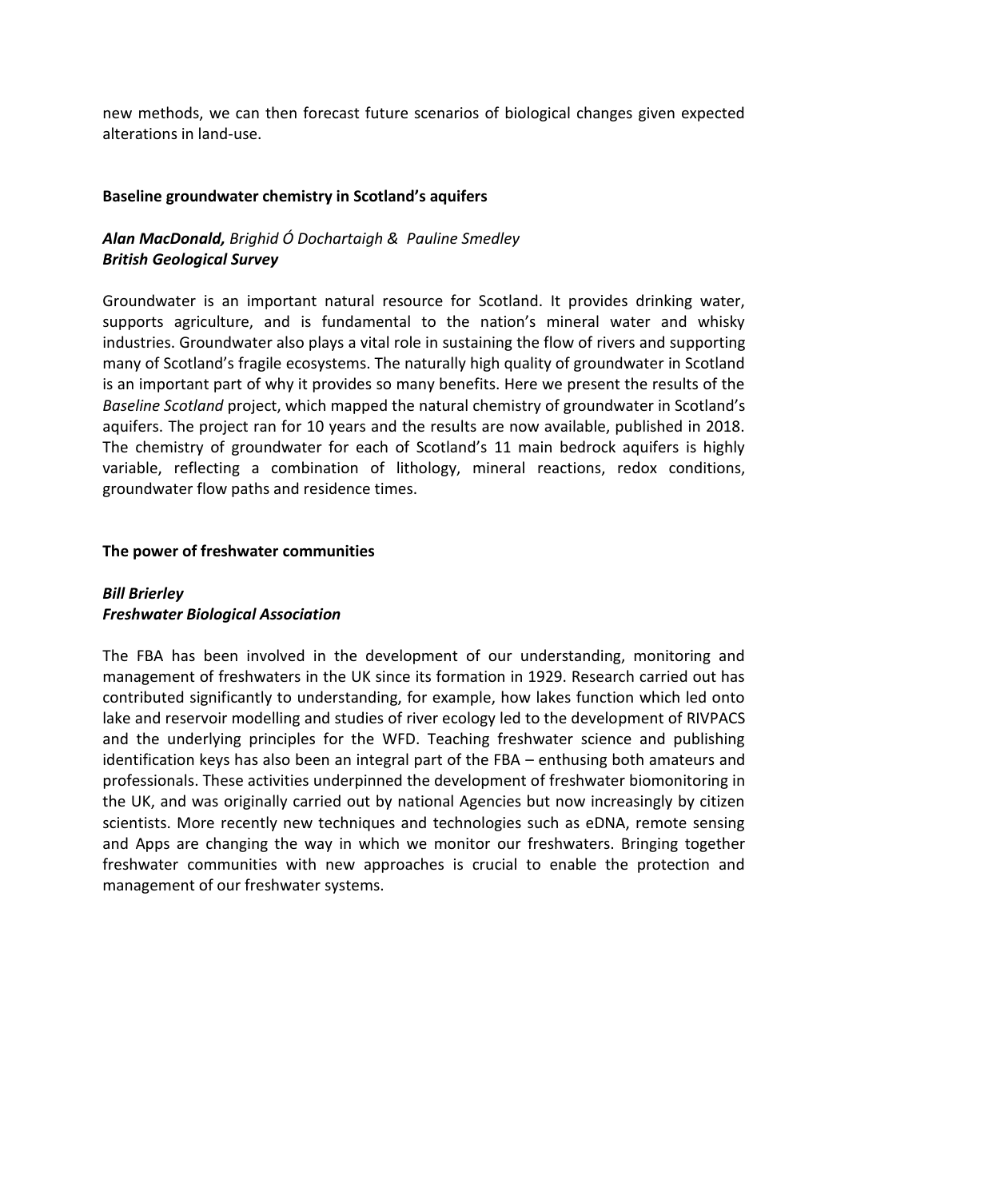new methods, we can then forecast future scenarios of biological changes given expected alterations in land-use.

**Baseline groundwater chemistry in Scotland's aquifers**

***Alan MacDonald,*** *Brighid Ó Dochartaigh & Pauline Smedley*
***British Geological Survey***

Groundwater is an important natural resource for Scotland. It provides drinking water, supports agriculture, and is fundamental to the nation's mineral water and whisky industries. Groundwater also plays a vital role in sustaining the flow of rivers and supporting many of Scotland's fragile ecosystems. The naturally high quality of groundwater in Scotland is an important part of why it provides so many benefits. Here we present the results of the *Baseline Scotland* project, which mapped the natural chemistry of groundwater in Scotland's aquifers. The project ran for 10 years and the results are now available, published in 2018. The chemistry of groundwater for each of Scotland's 11 main bedrock aquifers is highly variable, reflecting a combination of lithology, mineral reactions, redox conditions, groundwater flow paths and residence times.

**The power of freshwater communities**

***Bill Brierley***
***Freshwater Biological Association***

The FBA has been involved in the development of our understanding, monitoring and management of freshwaters in the UK since its formation in 1929. Research carried out has contributed significantly to understanding, for example, how lakes function which led onto lake and reservoir modelling and studies of river ecology led to the development of RIVPACS and the underlying principles for the WFD. Teaching freshwater science and publishing identification keys has also been an integral part of the FBA – enthusing both amateurs and professionals. These activities underpinned the development of freshwater biomonitoring in the UK, and was originally carried out by national Agencies but now increasingly by citizen scientists. More recently new techniques and technologies such as eDNA, remote sensing and Apps are changing the way in which we monitor our freshwaters. Bringing together freshwater communities with new approaches is crucial to enable the protection and management of our freshwater systems.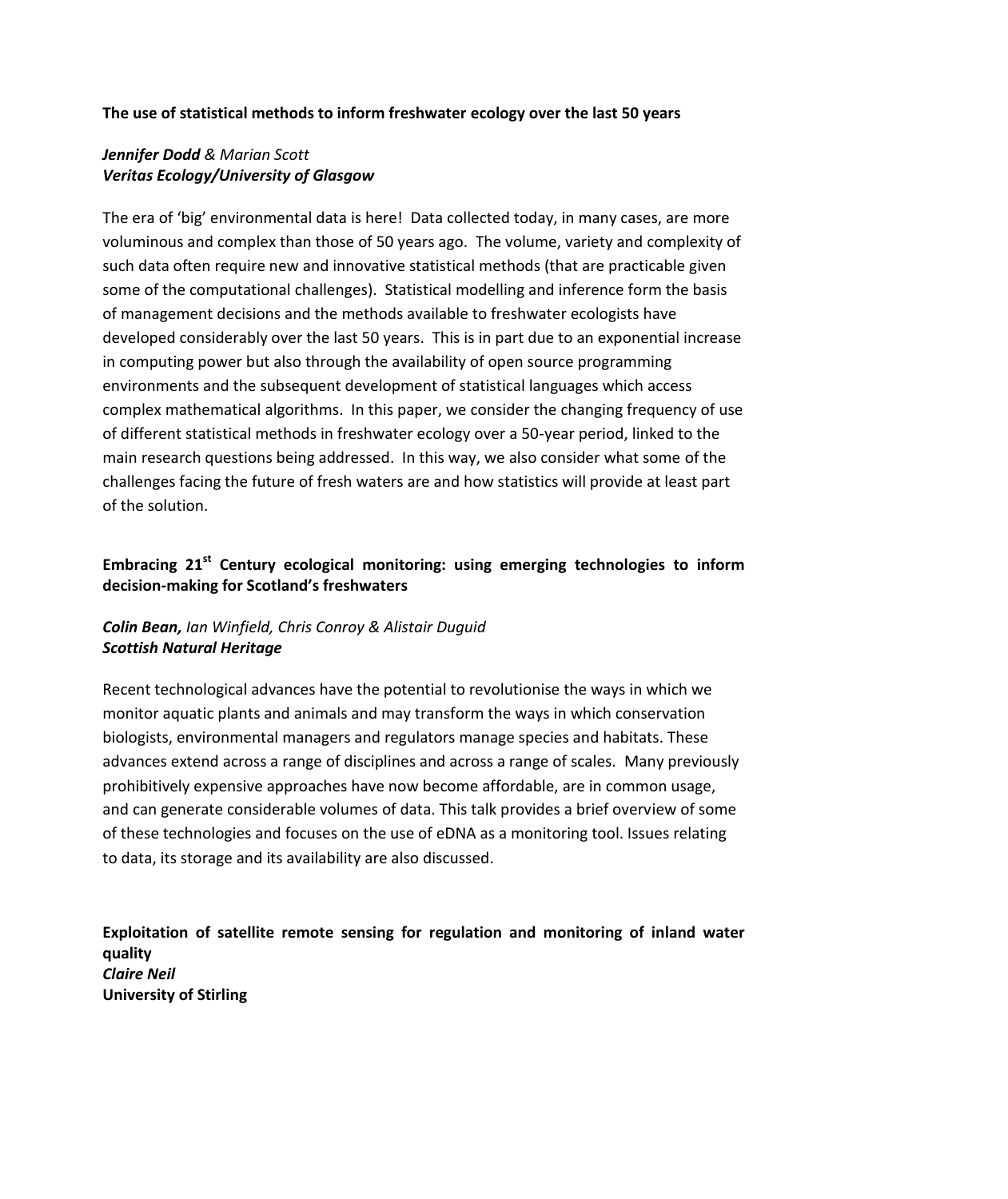**The use of statistical methods to inform freshwater ecology over the last 50 years**

***Jennifer Dodd*** *& Marian Scott*
***Veritas Ecology/University of Glasgow***

The era of 'big' environmental data is here! Data collected today, in many cases, are more voluminous and complex than those of 50 years ago. The volume, variety and complexity of such data often require new and innovative statistical methods (that are practicable given some of the computational challenges). Statistical modelling and inference form the basis of management decisions and the methods available to freshwater ecologists have developed considerably over the last 50 years. This is in part due to an exponential increase in computing power but also through the availability of open source programming environments and the subsequent development of statistical languages which access complex mathematical algorithms. In this paper, we consider the changing frequency of use of different statistical methods in freshwater ecology over a 50-year period, linked to the main research questions being addressed. In this way, we also consider what some of the challenges facing the future of fresh waters are and how statistics will provide at least part of the solution.

**Embracing 21st Century ecological monitoring: using emerging technologies to inform decision-making for Scotland's freshwaters**

***Colin Bean,*** *Ian Winfield, Chris Conroy & Alistair Duguid*
***Scottish Natural Heritage***

Recent technological advances have the potential to revolutionise the ways in which we monitor aquatic plants and animals and may transform the ways in which conservation biologists, environmental managers and regulators manage species and habitats. These advances extend across a range of disciplines and across a range of scales. Many previously prohibitively expensive approaches have now become affordable, are in common usage, and can generate considerable volumes of data. This talk provides a brief overview of some of these technologies and focuses on the use of eDNA as a monitoring tool. Issues relating to data, its storage and its availability are also discussed.

**Exploitation of satellite remote sensing for regulation and monitoring of inland water quality**
***Claire Neil***
**University of Stirling**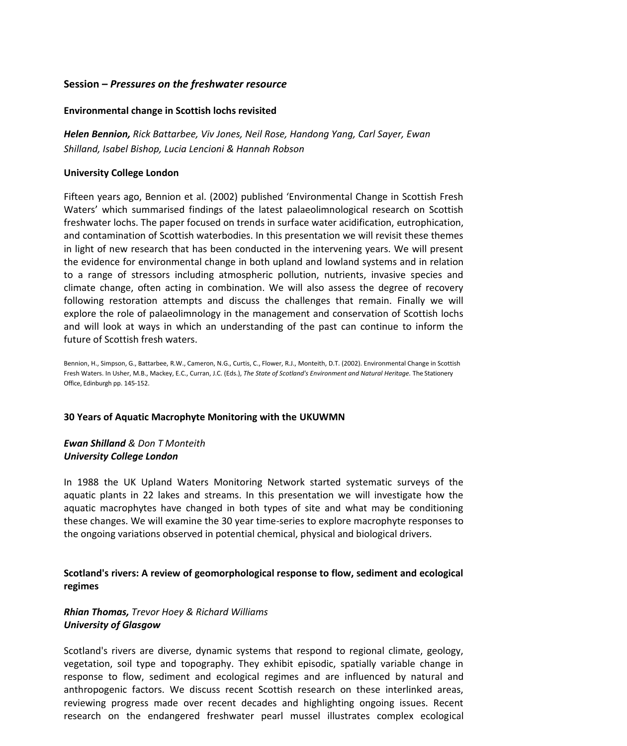## Session – *Pressures on the freshwater resource*

### Environmental change in Scottish lochs revisited

***Helen Bennion,*** *Rick Battarbee, Viv Jones, Neil Rose, Handong Yang, Carl Sayer, Ewan Shilland, Isabel Bishop, Lucia Lencioni & Hannah Robson*

**University College London**

Fifteen years ago, Bennion et al. (2002) published 'Environmental Change in Scottish Fresh Waters' which summarised findings of the latest palaeolimnological research on Scottish freshwater lochs. The paper focused on trends in surface water acidification, eutrophication, and contamination of Scottish waterbodies. In this presentation we will revisit these themes in light of new research that has been conducted in the intervening years. We will present the evidence for environmental change in both upland and lowland systems and in relation to a range of stressors including atmospheric pollution, nutrients, invasive species and climate change, often acting in combination. We will also assess the degree of recovery following restoration attempts and discuss the challenges that remain. Finally we will explore the role of palaeolimnology in the management and conservation of Scottish lochs and will look at ways in which an understanding of the past can continue to inform the future of Scottish fresh waters.

Bennion, H., Simpson, G., Battarbee, R.W., Cameron, N.G., Curtis, C., Flower, R.J., Monteith, D.T. (2002). Environmental Change in Scottish Fresh Waters. In Usher, M.B., Mackey, E.C., Curran, J.C. (Eds.), *The State of Scotland's Environment and Natural Heritage.* The Stationery Office, Edinburgh pp. 145-152.

### 30 Years of Aquatic Macrophyte Monitoring with the UKUWMN

***Ewan Shilland*** *& Don T Monteith*
***University College London***

In 1988 the UK Upland Waters Monitoring Network started systematic surveys of the aquatic plants in 22 lakes and streams. In this presentation we will investigate how the aquatic macrophytes have changed in both types of site and what may be conditioning these changes. We will examine the 30 year time-series to explore macrophyte responses to the ongoing variations observed in potential chemical, physical and biological drivers.

### Scotland's rivers: A review of geomorphological response to flow, sediment and ecological regimes

***Rhian Thomas,*** *Trevor Hoey & Richard Williams*
***University of Glasgow***

Scotland's rivers are diverse, dynamic systems that respond to regional climate, geology, vegetation, soil type and topography. They exhibit episodic, spatially variable change in response to flow, sediment and ecological regimes and are influenced by natural and anthropogenic factors. We discuss recent Scottish research on these interlinked areas, reviewing progress made over recent decades and highlighting ongoing issues. Recent research on the endangered freshwater pearl mussel illustrates complex ecological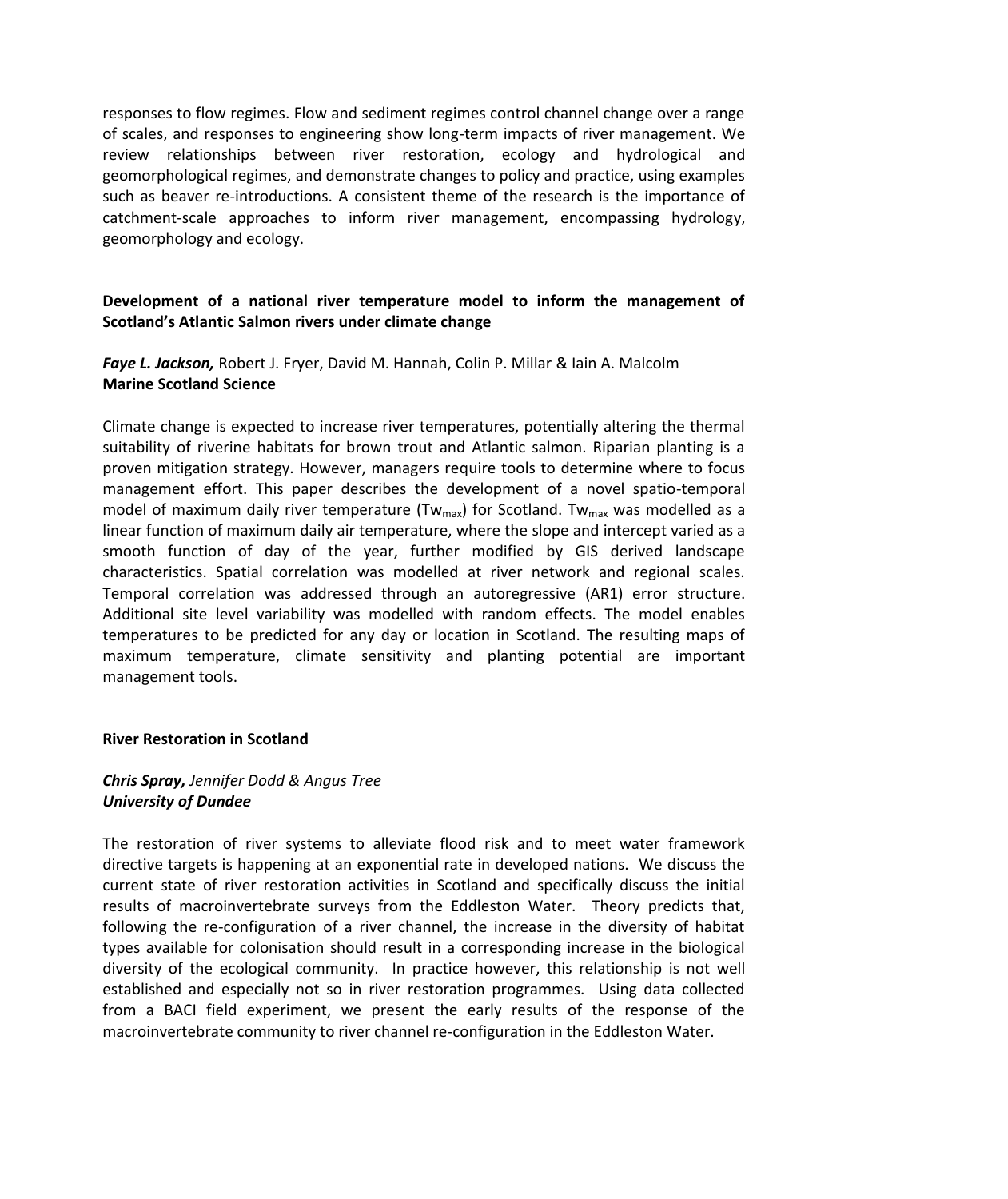responses to flow regimes. Flow and sediment regimes control channel change over a range of scales, and responses to engineering show long-term impacts of river management. We review relationships between river restoration, ecology and hydrological and geomorphological regimes, and demonstrate changes to policy and practice, using examples such as beaver re-introductions. A consistent theme of the research is the importance of catchment-scale approaches to inform river management, encompassing hydrology, geomorphology and ecology.

**Development of a national river temperature model to inform the management of Scotland's Atlantic Salmon rivers under climate change**

***Faye L. Jackson,*** Robert J. Fryer, David M. Hannah, Colin P. Millar & Iain A. Malcolm
**Marine Scotland Science**

Climate change is expected to increase river temperatures, potentially altering the thermal suitability of riverine habitats for brown trout and Atlantic salmon. Riparian planting is a proven mitigation strategy. However, managers require tools to determine where to focus management effort. This paper describes the development of a novel spatio-temporal model of maximum daily river temperature ($Tw_{max}$) for Scotland. $Tw_{max}$ was modelled as a linear function of maximum daily air temperature, where the slope and intercept varied as a smooth function of day of the year, further modified by GIS derived landscape characteristics. Spatial correlation was modelled at river network and regional scales. Temporal correlation was addressed through an autoregressive (AR1) error structure. Additional site level variability was modelled with random effects. The model enables temperatures to be predicted for any day or location in Scotland. The resulting maps of maximum temperature, climate sensitivity and planting potential are important management tools.

**River Restoration in Scotland**

***Chris Spray,*** *Jennifer Dodd & Angus Tree*
***University of Dundee***

The restoration of river systems to alleviate flood risk and to meet water framework directive targets is happening at an exponential rate in developed nations. We discuss the current state of river restoration activities in Scotland and specifically discuss the initial results of macroinvertebrate surveys from the Eddleston Water. Theory predicts that, following the re-configuration of a river channel, the increase in the diversity of habitat types available for colonisation should result in a corresponding increase in the biological diversity of the ecological community. In practice however, this relationship is not well established and especially not so in river restoration programmes. Using data collected from a BACI field experiment, we present the early results of the response of the macroinvertebrate community to river channel re-configuration in the Eddleston Water.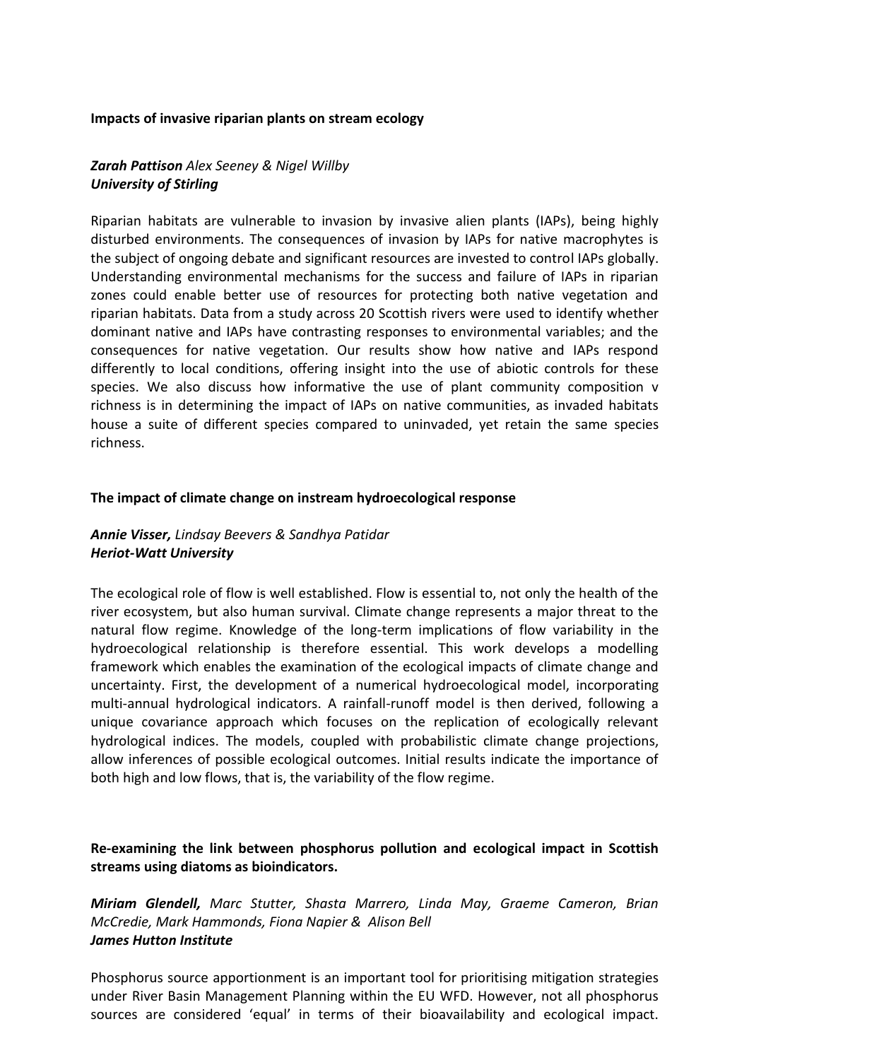**Impacts of invasive riparian plants on stream ecology**

***Zarah Pattison*** *Alex Seeney & Nigel Willby*
***University of Stirling***

Riparian habitats are vulnerable to invasion by invasive alien plants (IAPs), being highly disturbed environments. The consequences of invasion by IAPs for native macrophytes is the subject of ongoing debate and significant resources are invested to control IAPs globally. Understanding environmental mechanisms for the success and failure of IAPs in riparian zones could enable better use of resources for protecting both native vegetation and riparian habitats. Data from a study across 20 Scottish rivers were used to identify whether dominant native and IAPs have contrasting responses to environmental variables; and the consequences for native vegetation. Our results show how native and IAPs respond differently to local conditions, offering insight into the use of abiotic controls for these species. We also discuss how informative the use of plant community composition v richness is in determining the impact of IAPs on native communities, as invaded habitats house a suite of different species compared to uninvaded, yet retain the same species richness.

**The impact of climate change on instream hydroecological response**

***Annie Visser,*** *Lindsay Beevers & Sandhya Patidar*
***Heriot-Watt University***

The ecological role of flow is well established. Flow is essential to, not only the health of the river ecosystem, but also human survival. Climate change represents a major threat to the natural flow regime. Knowledge of the long-term implications of flow variability in the hydroecological relationship is therefore essential. This work develops a modelling framework which enables the examination of the ecological impacts of climate change and uncertainty. First, the development of a numerical hydroecological model, incorporating multi-annual hydrological indicators. A rainfall-runoff model is then derived, following a unique covariance approach which focuses on the replication of ecologically relevant hydrological indices. The models, coupled with probabilistic climate change projections, allow inferences of possible ecological outcomes. Initial results indicate the importance of both high and low flows, that is, the variability of the flow regime.

**Re-examining the link between phosphorus pollution and ecological impact in Scottish streams using diatoms as bioindicators.**

***Miriam Glendell,*** *Marc Stutter, Shasta Marrero, Linda May, Graeme Cameron, Brian McCredie, Mark Hammonds, Fiona Napier & Alison Bell*
***James Hutton Institute***

Phosphorus source apportionment is an important tool for prioritising mitigation strategies under River Basin Management Planning within the EU WFD. However, not all phosphorus sources are considered 'equal' in terms of their bioavailability and ecological impact.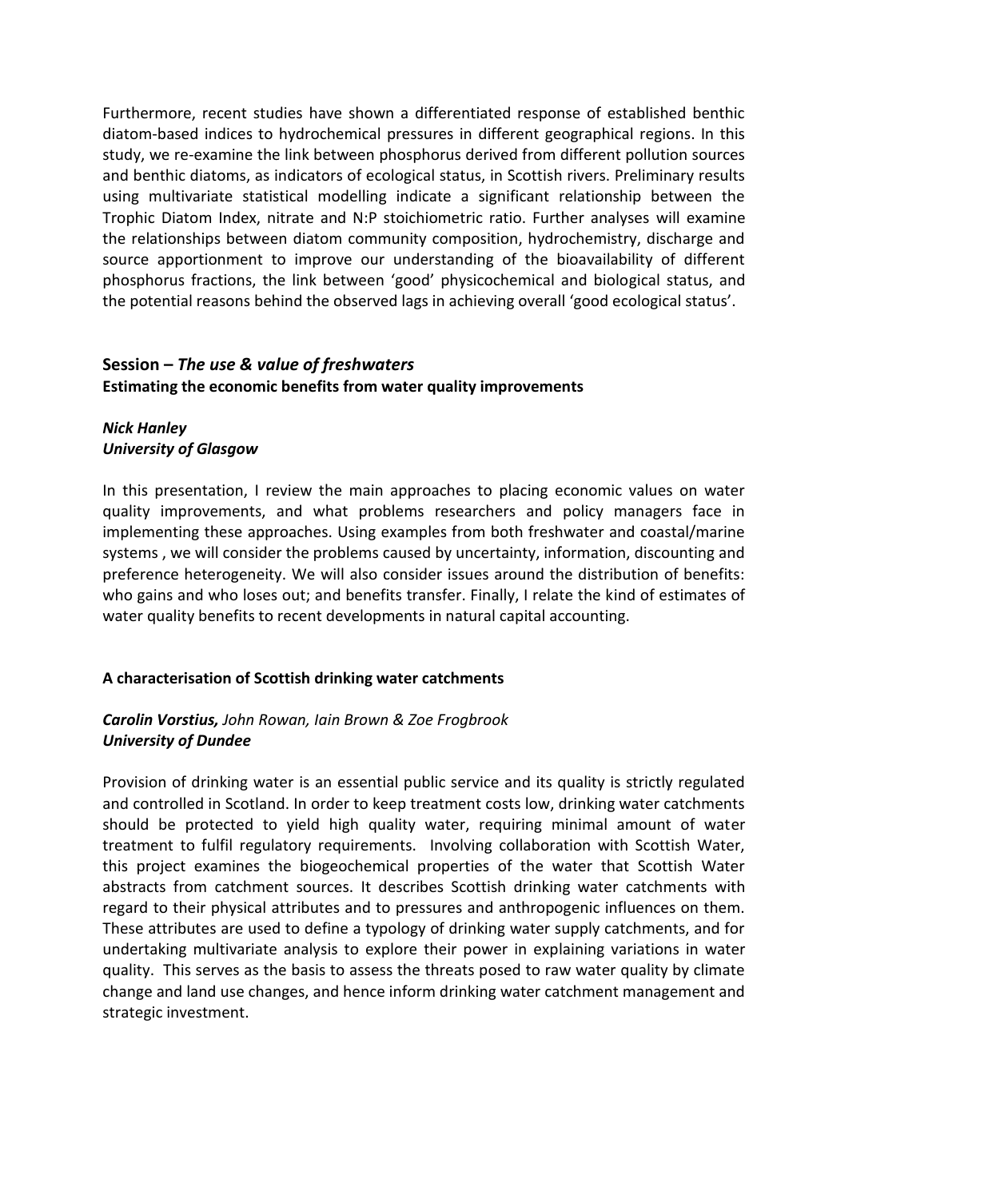Furthermore, recent studies have shown a differentiated response of established benthic diatom-based indices to hydrochemical pressures in different geographical regions. In this study, we re-examine the link between phosphorus derived from different pollution sources and benthic diatoms, as indicators of ecological status, in Scottish rivers. Preliminary results using multivariate statistical modelling indicate a significant relationship between the Trophic Diatom Index, nitrate and N:P stoichiometric ratio. Further analyses will examine the relationships between diatom community composition, hydrochemistry, discharge and source apportionment to improve our understanding of the bioavailability of different phosphorus fractions, the link between 'good' physicochemical and biological status, and the potential reasons behind the observed lags in achieving overall 'good ecological status'.

## Session – *The use & value of freshwaters*

**Estimating the economic benefits from water quality improvements**

***Nick Hanley***
***University of Glasgow***

In this presentation, I review the main approaches to placing economic values on water quality improvements, and what problems researchers and policy managers face in implementing these approaches. Using examples from both freshwater and coastal/marine systems , we will consider the problems caused by uncertainty, information, discounting and preference heterogeneity. We will also consider issues around the distribution of benefits: who gains and who loses out; and benefits transfer. Finally, I relate the kind of estimates of water quality benefits to recent developments in natural capital accounting.

**A characterisation of Scottish drinking water catchments**

***Carolin Vorstius,*** *John Rowan, Iain Brown & Zoe Frogbrook*
***University of Dundee***

Provision of drinking water is an essential public service and its quality is strictly regulated and controlled in Scotland. In order to keep treatment costs low, drinking water catchments should be protected to yield high quality water, requiring minimal amount of water treatment to fulfil regulatory requirements. Involving collaboration with Scottish Water, this project examines the biogeochemical properties of the water that Scottish Water abstracts from catchment sources. It describes Scottish drinking water catchments with regard to their physical attributes and to pressures and anthropogenic influences on them. These attributes are used to define a typology of drinking water supply catchments, and for undertaking multivariate analysis to explore their power in explaining variations in water quality. This serves as the basis to assess the threats posed to raw water quality by climate change and land use changes, and hence inform drinking water catchment management and strategic investment.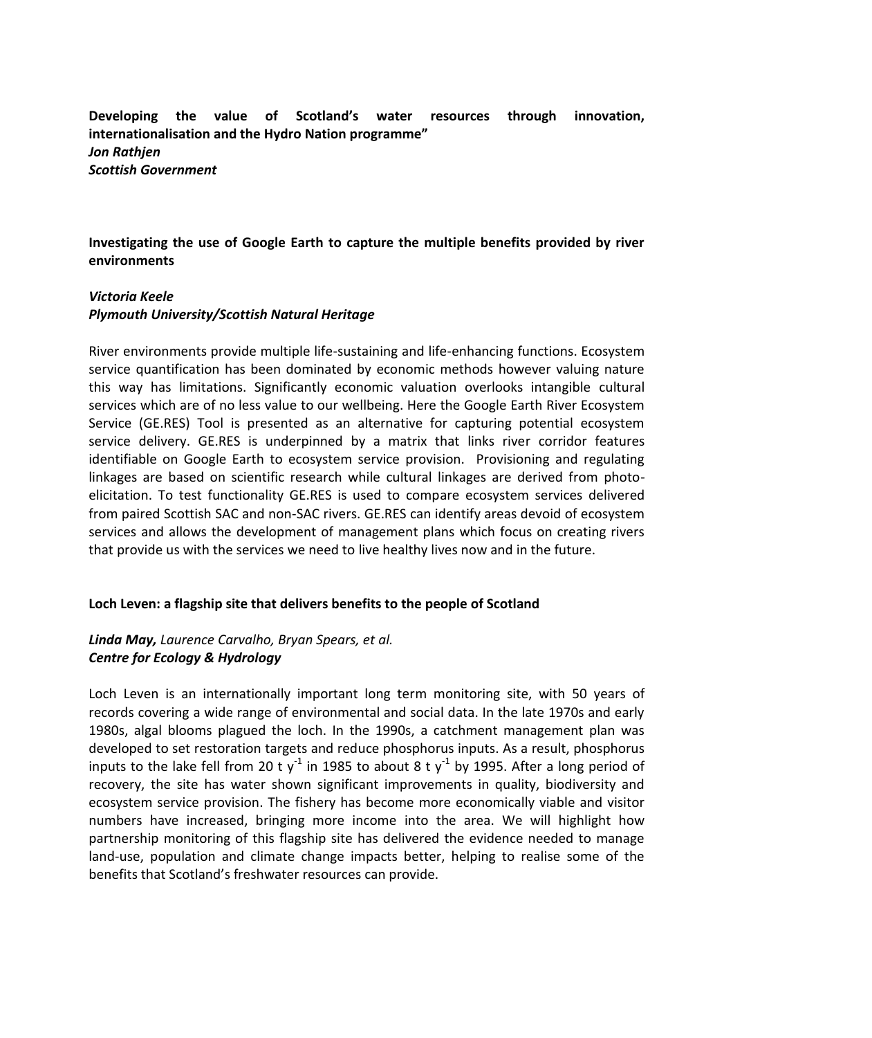**Developing the value of Scotland's water resources through innovation, internationalisation and the Hydro Nation programme"**
***Jon Rathjen***
***Scottish Government***

**Investigating the use of Google Earth to capture the multiple benefits provided by river environments**

***Victoria Keele***
***Plymouth University/Scottish Natural Heritage***

River environments provide multiple life-sustaining and life-enhancing functions. Ecosystem service quantification has been dominated by economic methods however valuing nature this way has limitations. Significantly economic valuation overlooks intangible cultural services which are of no less value to our wellbeing. Here the Google Earth River Ecosystem Service (GE.RES) Tool is presented as an alternative for capturing potential ecosystem service delivery. GE.RES is underpinned by a matrix that links river corridor features identifiable on Google Earth to ecosystem service provision. Provisioning and regulating linkages are based on scientific research while cultural linkages are derived from photo-elicitation. To test functionality GE.RES is used to compare ecosystem services delivered from paired Scottish SAC and non-SAC rivers. GE.RES can identify areas devoid of ecosystem services and allows the development of management plans which focus on creating rivers that provide us with the services we need to live healthy lives now and in the future.

**Loch Leven: a flagship site that delivers benefits to the people of Scotland**

***Linda May,*** *Laurence Carvalho, Bryan Spears, et al.*
***Centre for Ecology & Hydrology***

Loch Leven is an internationally important long term monitoring site, with 50 years of records covering a wide range of environmental and social data. In the late 1970s and early 1980s, algal blooms plagued the loch. In the 1990s, a catchment management plan was developed to set restoration targets and reduce phosphorus inputs. As a result, phosphorus inputs to the lake fell from 20 t $y^{-1}$ in 1985 to about 8 t $y^{-1}$ by 1995. After a long period of recovery, the site has water shown significant improvements in quality, biodiversity and ecosystem service provision. The fishery has become more economically viable and visitor numbers have increased, bringing more income into the area. We will highlight how partnership monitoring of this flagship site has delivered the evidence needed to manage land-use, population and climate change impacts better, helping to realise some of the benefits that Scotland's freshwater resources can provide.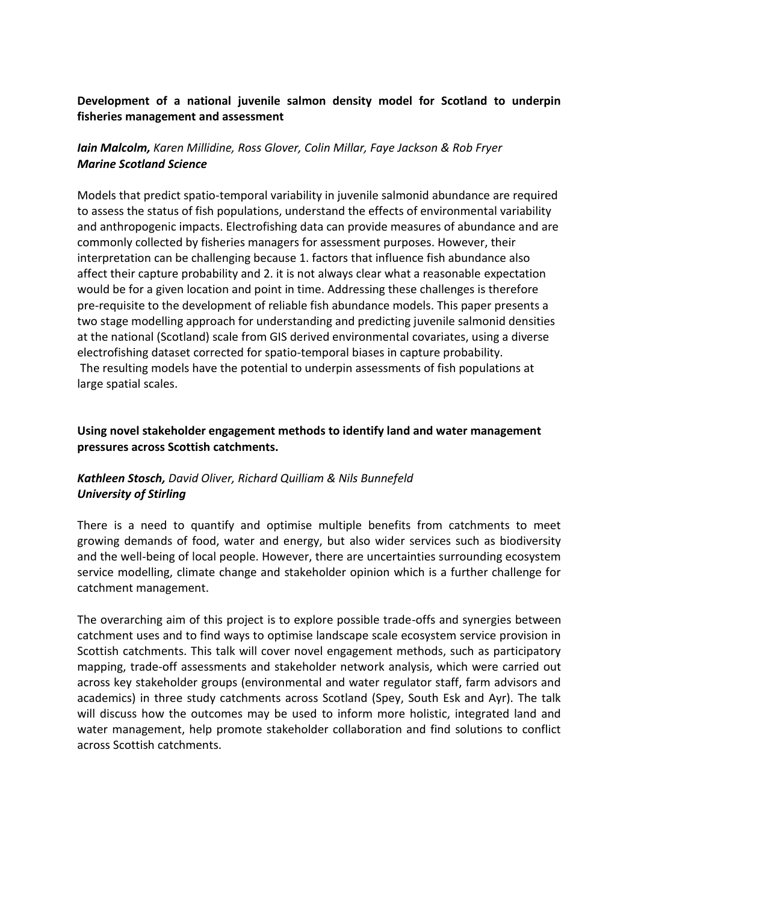**Development of a national juvenile salmon density model for Scotland to underpin fisheries management and assessment**

***Iain Malcolm,*** *Karen Millidine, Ross Glover, Colin Millar, Faye Jackson & Rob Fryer*
***Marine Scotland Science***

Models that predict spatio-temporal variability in juvenile salmonid abundance are required to assess the status of fish populations, understand the effects of environmental variability and anthropogenic impacts. Electrofishing data can provide measures of abundance and are commonly collected by fisheries managers for assessment purposes. However, their interpretation can be challenging because 1. factors that influence fish abundance also affect their capture probability and 2. it is not always clear what a reasonable expectation would be for a given location and point in time. Addressing these challenges is therefore pre-requisite to the development of reliable fish abundance models. This paper presents a two stage modelling approach for understanding and predicting juvenile salmonid densities at the national (Scotland) scale from GIS derived environmental covariates, using a diverse electrofishing dataset corrected for spatio-temporal biases in capture probability. The resulting models have the potential to underpin assessments of fish populations at large spatial scales.

**Using novel stakeholder engagement methods to identify land and water management pressures across Scottish catchments.**

***Kathleen Stosch,*** *David Oliver, Richard Quilliam & Nils Bunnefeld*
***University of Stirling***

There is a need to quantify and optimise multiple benefits from catchments to meet growing demands of food, water and energy, but also wider services such as biodiversity and the well-being of local people. However, there are uncertainties surrounding ecosystem service modelling, climate change and stakeholder opinion which is a further challenge for catchment management.

The overarching aim of this project is to explore possible trade-offs and synergies between catchment uses and to find ways to optimise landscape scale ecosystem service provision in Scottish catchments. This talk will cover novel engagement methods, such as participatory mapping, trade-off assessments and stakeholder network analysis, which were carried out across key stakeholder groups (environmental and water regulator staff, farm advisors and academics) in three study catchments across Scotland (Spey, South Esk and Ayr). The talk will discuss how the outcomes may be used to inform more holistic, integrated land and water management, help promote stakeholder collaboration and find solutions to conflict across Scottish catchments.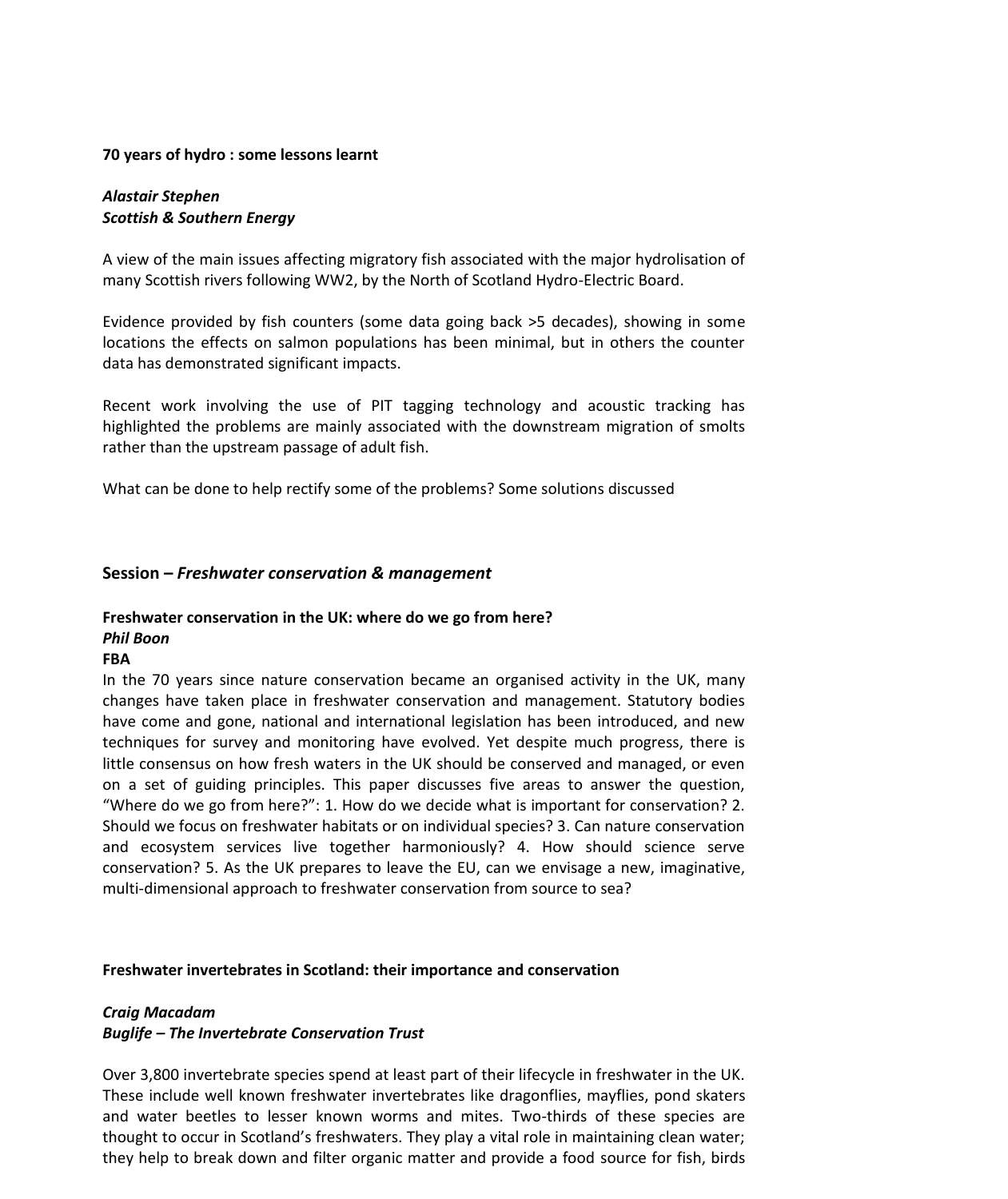**70 years of hydro : some lessons learnt**

***Alastair Stephen***
***Scottish & Southern Energy***

A view of the main issues affecting migratory fish associated with the major hydrolisation of many Scottish rivers following WW2, by the North of Scotland Hydro-Electric Board.

Evidence provided by fish counters (some data going back >5 decades), showing in some locations the effects on salmon populations has been minimal, but in others the counter data has demonstrated significant impacts.

Recent work involving the use of PIT tagging technology and acoustic tracking has highlighted the problems are mainly associated with the downstream migration of smolts rather than the upstream passage of adult fish.

What can be done to help rectify some of the problems? Some solutions discussed

## Session – *Freshwater conservation & management*

**Freshwater conservation in the UK: where do we go from here?**
***Phil Boon***
**FBA**
In the 70 years since nature conservation became an organised activity in the UK, many changes have taken place in freshwater conservation and management. Statutory bodies have come and gone, national and international legislation has been introduced, and new techniques for survey and monitoring have evolved. Yet despite much progress, there is little consensus on how fresh waters in the UK should be conserved and managed, or even on a set of guiding principles. This paper discusses five areas to answer the question, "Where do we go from here?": 1. How do we decide what is important for conservation? 2. Should we focus on freshwater habitats or on individual species? 3. Can nature conservation and ecosystem services live together harmoniously? 4. How should science serve conservation? 5. As the UK prepares to leave the EU, can we envisage a new, imaginative, multi-dimensional approach to freshwater conservation from source to sea?

**Freshwater invertebrates in Scotland: their importance and conservation**

***Craig Macadam***
***Buglife – The Invertebrate Conservation Trust***

Over 3,800 invertebrate species spend at least part of their lifecycle in freshwater in the UK. These include well known freshwater invertebrates like dragonflies, mayflies, pond skaters and water beetles to lesser known worms and mites. Two-thirds of these species are thought to occur in Scotland's freshwaters. They play a vital role in maintaining clean water; they help to break down and filter organic matter and provide a food source for fish, birds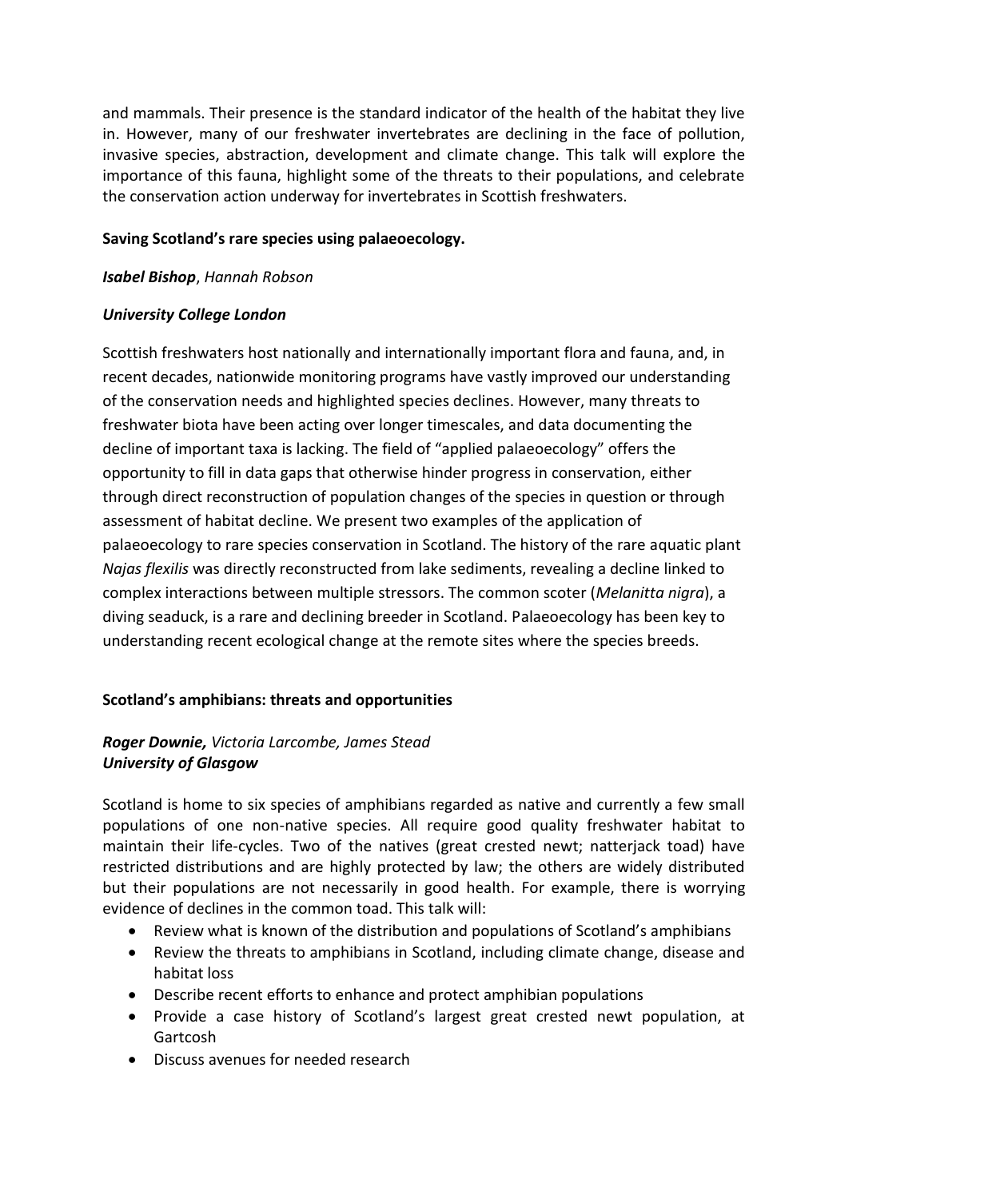and mammals. Their presence is the standard indicator of the health of the habitat they live in. However, many of our freshwater invertebrates are declining in the face of pollution, invasive species, abstraction, development and climate change. This talk will explore the importance of this fauna, highlight some of the threats to their populations, and celebrate the conservation action underway for invertebrates in Scottish freshwaters.

**Saving Scotland's rare species using palaeoecology.**

***Isabel Bishop***, *Hannah Robson*

***University College London***

Scottish freshwaters host nationally and internationally important flora and fauna, and, in recent decades, nationwide monitoring programs have vastly improved our understanding of the conservation needs and highlighted species declines. However, many threats to freshwater biota have been acting over longer timescales, and data documenting the decline of important taxa is lacking. The field of "applied palaeoecology" offers the opportunity to fill in data gaps that otherwise hinder progress in conservation, either through direct reconstruction of population changes of the species in question or through assessment of habitat decline. We present two examples of the application of palaeoecology to rare species conservation in Scotland. The history of the rare aquatic plant *Najas flexilis* was directly reconstructed from lake sediments, revealing a decline linked to complex interactions between multiple stressors. The common scoter (*Melanitta nigra*), a diving seaduck, is a rare and declining breeder in Scotland. Palaeoecology has been key to understanding recent ecological change at the remote sites where the species breeds.

**Scotland's amphibians: threats and opportunities**

***Roger Downie,*** *Victoria Larcombe, James Stead*
***University of Glasgow***

Scotland is home to six species of amphibians regarded as native and currently a few small populations of one non-native species. All require good quality freshwater habitat to maintain their life-cycles. Two of the natives (great crested newt; natterjack toad) have restricted distributions and are highly protected by law; the others are widely distributed but their populations are not necessarily in good health. For example, there is worrying evidence of declines in the common toad. This talk will:

- Review what is known of the distribution and populations of Scotland's amphibians
- Review the threats to amphibians in Scotland, including climate change, disease and habitat loss
- Describe recent efforts to enhance and protect amphibian populations
- Provide a case history of Scotland's largest great crested newt population, at Gartcosh
- Discuss avenues for needed research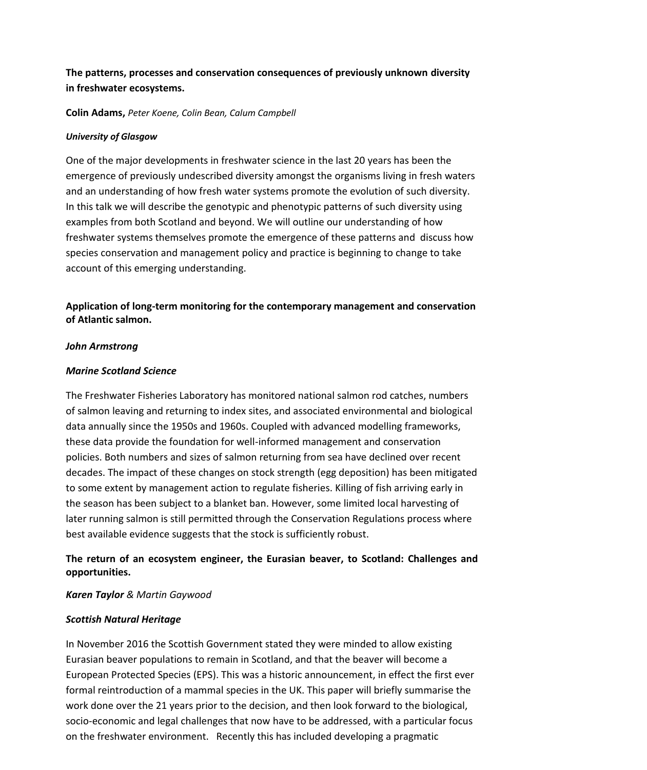**The patterns, processes and conservation consequences of previously unknown diversity in freshwater ecosystems.**

**Colin Adams,** *Peter Koene, Colin Bean, Calum Campbell*

***University of Glasgow***

One of the major developments in freshwater science in the last 20 years has been the emergence of previously undescribed diversity amongst the organisms living in fresh waters and an understanding of how fresh water systems promote the evolution of such diversity. In this talk we will describe the genotypic and phenotypic patterns of such diversity using examples from both Scotland and beyond. We will outline our understanding of how freshwater systems themselves promote the emergence of these patterns and discuss how species conservation and management policy and practice is beginning to change to take account of this emerging understanding.

**Application of long-term monitoring for the contemporary management and conservation of Atlantic salmon.**

***John Armstrong***

***Marine Scotland Science***

The Freshwater Fisheries Laboratory has monitored national salmon rod catches, numbers of salmon leaving and returning to index sites, and associated environmental and biological data annually since the 1950s and 1960s. Coupled with advanced modelling frameworks, these data provide the foundation for well-informed management and conservation policies. Both numbers and sizes of salmon returning from sea have declined over recent decades. The impact of these changes on stock strength (egg deposition) has been mitigated to some extent by management action to regulate fisheries. Killing of fish arriving early in the season has been subject to a blanket ban. However, some limited local harvesting of later running salmon is still permitted through the Conservation Regulations process where best available evidence suggests that the stock is sufficiently robust.

**The return of an ecosystem engineer, the Eurasian beaver, to Scotland: Challenges and opportunities.**

***Karen Taylor*** *& Martin Gaywood*

***Scottish Natural Heritage***

In November 2016 the Scottish Government stated they were minded to allow existing Eurasian beaver populations to remain in Scotland, and that the beaver will become a European Protected Species (EPS). This was a historic announcement, in effect the first ever formal reintroduction of a mammal species in the UK. This paper will briefly summarise the work done over the 21 years prior to the decision, and then look forward to the biological, socio-economic and legal challenges that now have to be addressed, with a particular focus on the freshwater environment. Recently this has included developing a pragmatic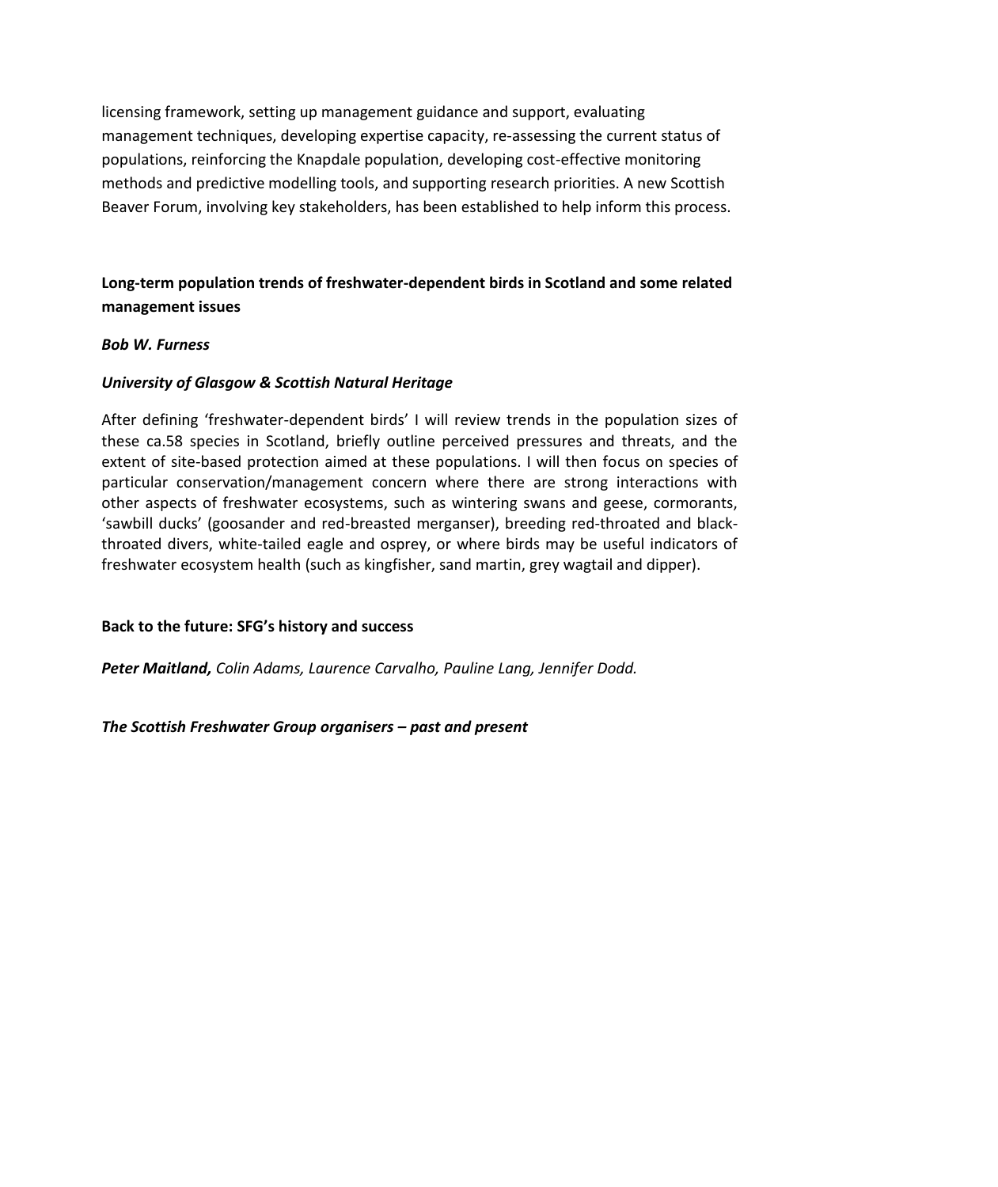licensing framework, setting up management guidance and support, evaluating management techniques, developing expertise capacity, re-assessing the current status of populations, reinforcing the Knapdale population, developing cost-effective monitoring methods and predictive modelling tools, and supporting research priorities. A new Scottish Beaver Forum, involving key stakeholders, has been established to help inform this process.

**Long-term population trends of freshwater-dependent birds in Scotland and some related management issues**

***Bob W. Furness***

***University of Glasgow & Scottish Natural Heritage***

After defining 'freshwater-dependent birds' I will review trends in the population sizes of these ca.58 species in Scotland, briefly outline perceived pressures and threats, and the extent of site-based protection aimed at these populations. I will then focus on species of particular conservation/management concern where there are strong interactions with other aspects of freshwater ecosystems, such as wintering swans and geese, cormorants, 'sawbill ducks' (goosander and red-breasted merganser), breeding red-throated and black-throated divers, white-tailed eagle and osprey, or where birds may be useful indicators of freshwater ecosystem health (such as kingfisher, sand martin, grey wagtail and dipper).

**Back to the future: SFG's history and success**

***Peter Maitland,*** *Colin Adams, Laurence Carvalho, Pauline Lang, Jennifer Dodd.*

***The Scottish Freshwater Group organisers – past and present***